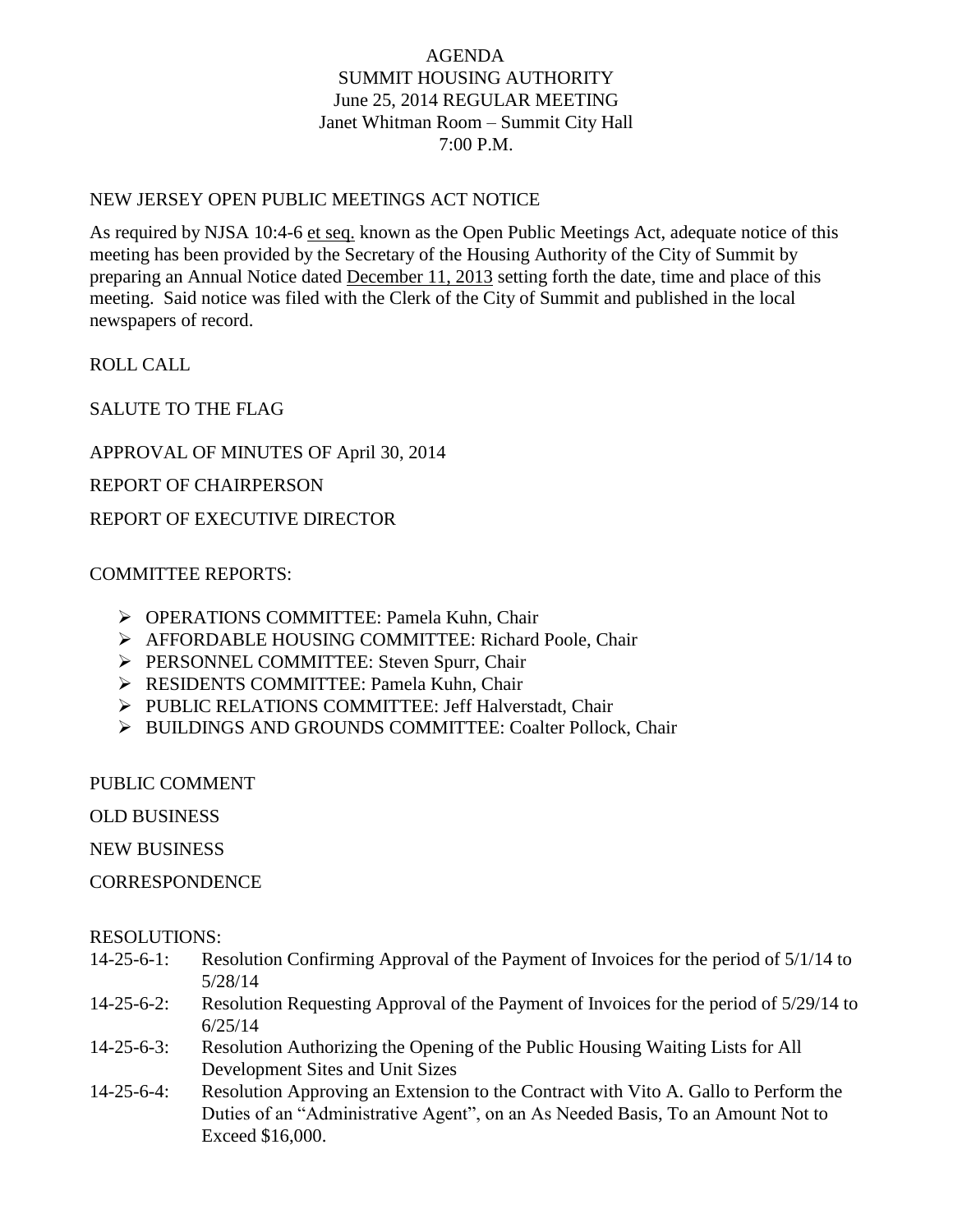# AGENDA
# SUMMIT HOUSING AUTHORITY
## June 25, 2014 REGULAR MEETING
### Janet Whitman Room – Summit City Hall
### 7:00 P.M.

NEW JERSEY OPEN PUBLIC MEETINGS ACT NOTICE

As required by NJSA 10:4-6 et seq. known as the Open Public Meetings Act, adequate notice of this meeting has been provided by the Secretary of the Housing Authority of the City of Summit by preparing an Annual Notice dated December 11, 2013 setting forth the date, time and place of this meeting. Said notice was filed with the Clerk of the City of Summit and published in the local newspapers of record.

ROLL CALL

SALUTE TO THE FLAG

APPROVAL OF MINUTES OF April 30, 2014

REPORT OF CHAIRPERSON

REPORT OF EXECUTIVE DIRECTOR

COMMITTEE REPORTS:

- OPERATIONS COMMITTEE: Pamela Kuhn, Chair
- AFFORDABLE HOUSING COMMITTEE: Richard Poole, Chair
- PERSONNEL COMMITTEE: Steven Spurr, Chair
- RESIDENTS COMMITTEE: Pamela Kuhn, Chair
- PUBLIC RELATIONS COMMITTEE: Jeff Halverstadt, Chair
- BUILDINGS AND GROUNDS COMMITTEE: Coalter Pollock, Chair

PUBLIC COMMENT

OLD BUSINESS

NEW BUSINESS

CORRESPONDENCE

RESOLUTIONS:

14-25-6-1: Resolution Confirming Approval of the Payment of Invoices for the period of 5/1/14 to 5/28/14

14-25-6-2: Resolution Requesting Approval of the Payment of Invoices for the period of 5/29/14 to 6/25/14

14-25-6-3: Resolution Authorizing the Opening of the Public Housing Waiting Lists for All Development Sites and Unit Sizes

14-25-6-4: Resolution Approving an Extension to the Contract with Vito A. Gallo to Perform the Duties of an "Administrative Agent", on an As Needed Basis, To an Amount Not to Exceed $16,000.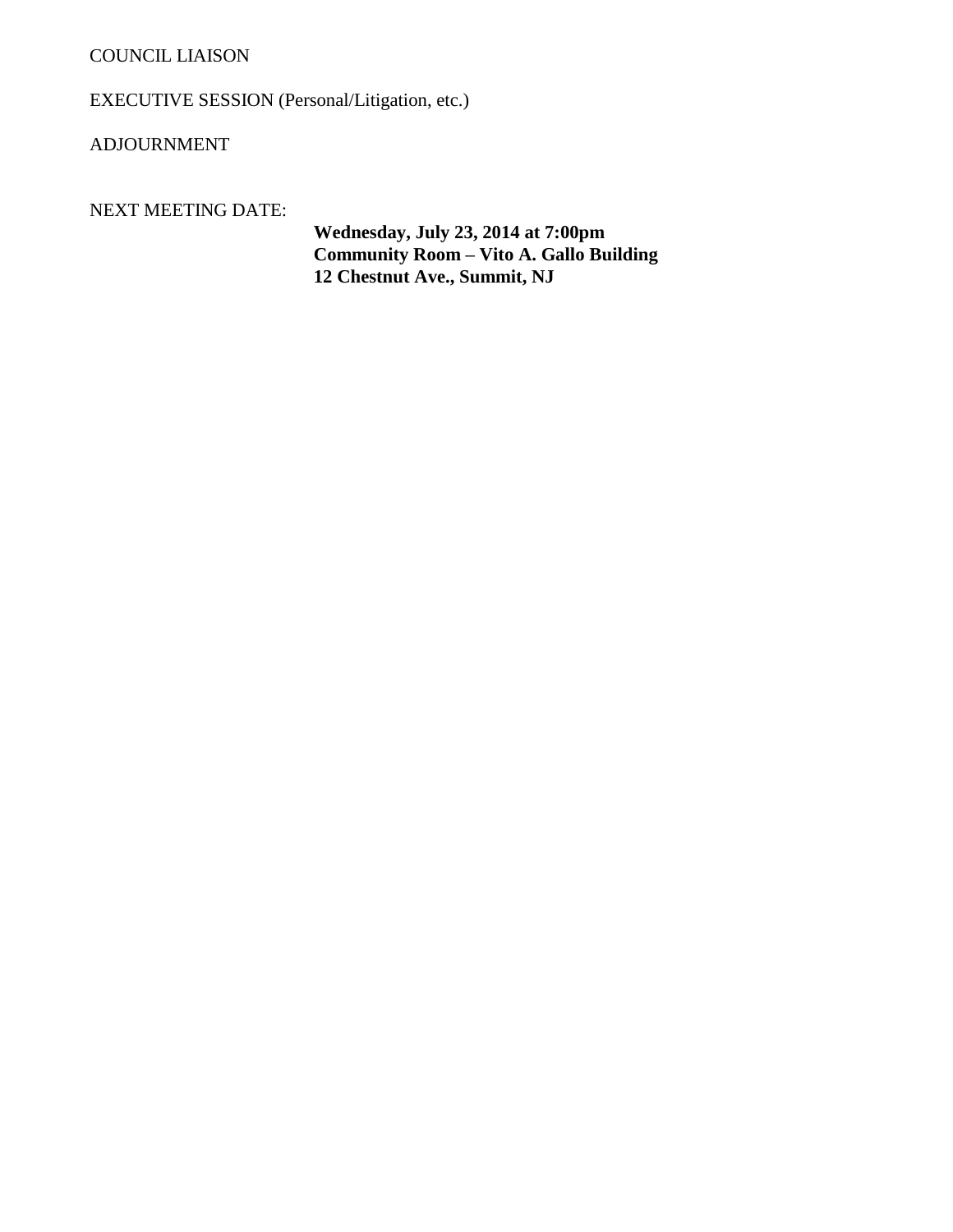COUNCIL LIAISON

EXECUTIVE SESSION (Personal/Litigation, etc.)

ADJOURNMENT

NEXT MEETING DATE:

**Wednesday, July 23, 2014 at 7:00pm**
**Community Room – Vito A. Gallo Building**
**12 Chestnut Ave., Summit, NJ**